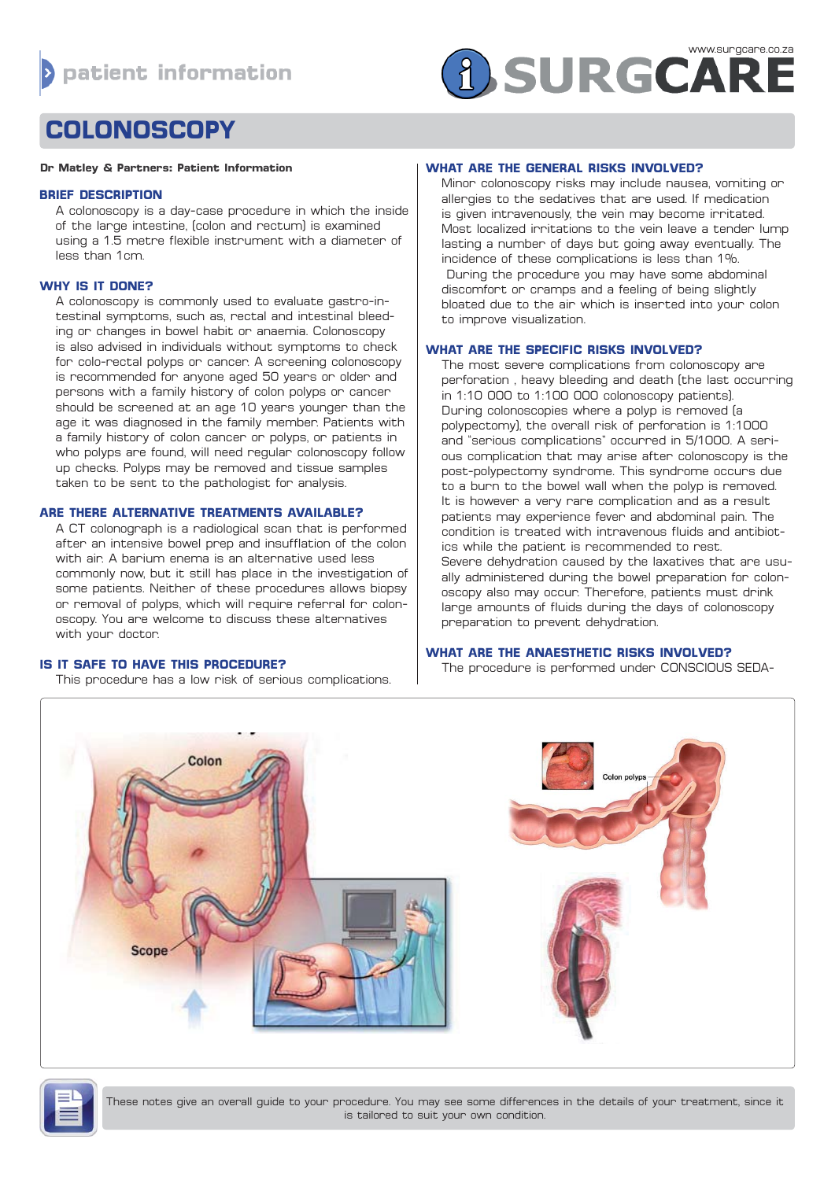patient information

www.surgcare.co.za

SURGCARE

# COLONOSCOPY

**Dr Matley & Partners: Patient Information**

## BRIEF DESCRIPTION

A colonoscopy is a day-case procedure in which the inside of the large intestine, (colon and rectum) is examined using a 1.5 metre flexible instrument with a diameter of less than 1cm.

## WHY IS IT DONE?

A colonoscopy is commonly used to evaluate gastro-intestinal symptoms, such as, rectal and intestinal bleeding or changes in bowel habit or anaemia. Colonoscopy is also advised in individuals without symptoms to check for colo-rectal polyps or cancer. A screening colonoscopy is recommended for anyone aged 50 years or older and persons with a family history of colon polyps or cancer should be screened at an age 10 years younger than the age it was diagnosed in the family member. Patients with a family history of colon cancer or polyps, or patients in who polyps are found, will need regular colonoscopy follow up checks. Polyps may be removed and tissue samples taken to be sent to the pathologist for analysis.

## ARE THERE ALTERNATIVE TREATMENTS AVAILABLE?

A CT colonograph is a radiological scan that is performed after an intensive bowel prep and insufflation of the colon with air. A barium enema is an alternative used less commonly now, but it still has place in the investigation of some patients. Neither of these procedures allows biopsy or removal of polyps, which will require referral for colonoscopy. You are welcome to discuss these alternatives with your doctor.

## IS IT SAFE TO HAVE THIS PROCEDURE?

This procedure has a low risk of serious complications.

## WHAT ARE THE GENERAL RISKS INVOLVED?

Minor colonoscopy risks may include nausea, vomiting or allergies to the sedatives that are used. If medication is given intravenously, the vein may become irritated. Most localized irritations to the vein leave a tender lump lasting a number of days but going away eventually. The incidence of these complications is less than 1%.

During the procedure you may have some abdominal discomfort or cramps and a feeling of being slightly bloated due to the air which is inserted into your colon to improve visualization.

## WHAT ARE THE SPECIFIC RISKS INVOLVED?

The most severe complications from colonoscopy are perforation , heavy bleeding and death (the last occurring in 1:10 000 to 1:100 000 colonoscopy patients).

During colonoscopies where a polyp is removed (a polypectomy), the overall risk of perforation is 1:1000 and "serious complications" occurred in 5/1000. A serious complication that may arise after colonoscopy is the post-polypectomy syndrome. This syndrome occurs due to a burn to the bowel wall when the polyp is removed. It is however a very rare complication and as a result patients may experience fever and abdominal pain. The condition is treated with intravenous fluids and antibiotics while the patient is recommended to rest.

Severe dehydration caused by the laxatives that are usually administered during the bowel preparation for colonoscopy also may occur. Therefore, patients must drink large amounts of fluids during the days of colonoscopy preparation to prevent dehydration.

## WHAT ARE THE ANAESTHETIC RISKS INVOLVED?

The procedure is performed under CONSCIOUS SEDA-

These notes give an overall guide to your procedure. You may see some differences in the details of your treatment, since it is tailored to suit your own condition.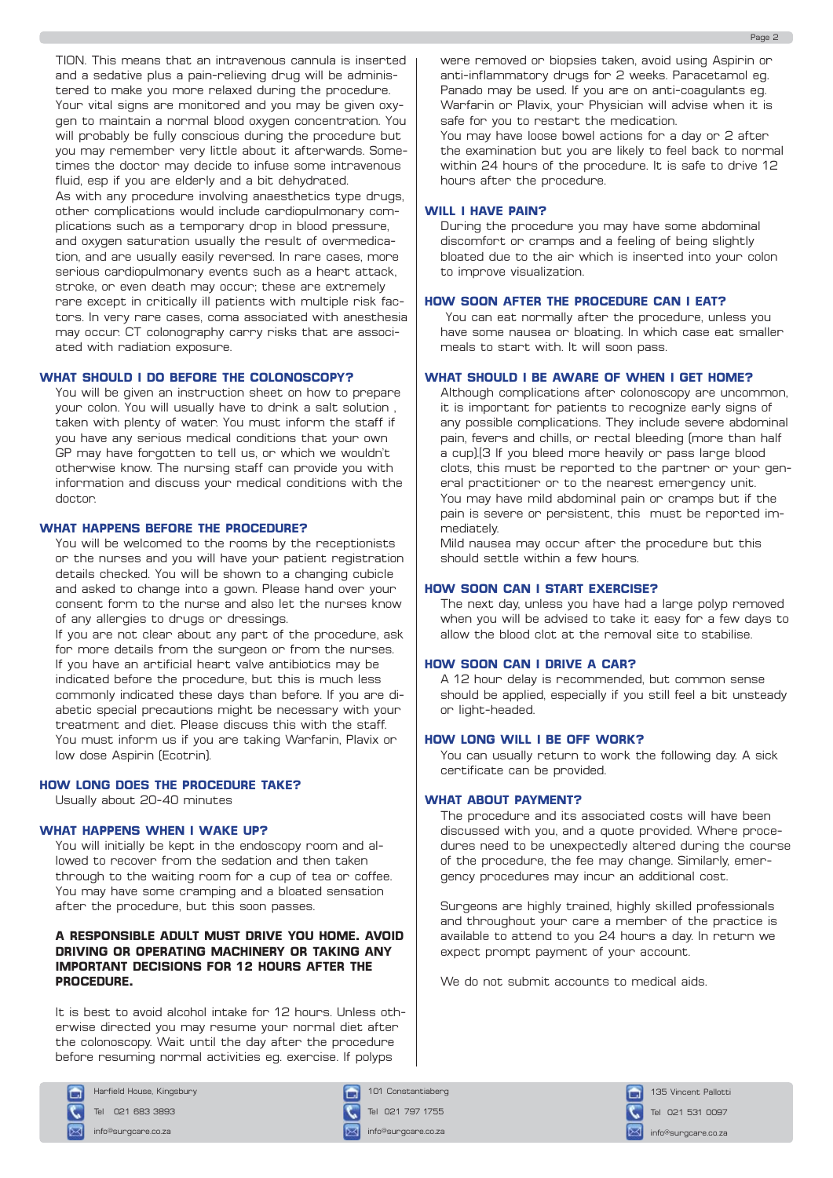TION. This means that an intravenous cannula is inserted and a sedative plus a pain-relieving drug will be administered to make you more relaxed during the procedure. Your vital signs are monitored and you may be given oxygen to maintain a normal blood oxygen concentration. You will probably be fully conscious during the procedure but you may remember very little about it afterwards. Sometimes the doctor may decide to infuse some intravenous fluid, esp if you are elderly and a bit dehydrated.

As with any procedure involving anaesthetics type drugs, other complications would include cardiopulmonary complications such as a temporary drop in blood pressure, and oxygen saturation usually the result of overmedication, and are usually easily reversed. In rare cases, more serious cardiopulmonary events such as a heart attack, stroke, or even death may occur; these are extremely rare except in critically ill patients with multiple risk factors. In very rare cases, coma associated with anesthesia may occur. CT colonography carry risks that are associated with radiation exposure.

## WHAT SHOULD I DO BEFORE THE COLONOSCOPY?

You will be given an instruction sheet on how to prepare your colon. You will usually have to drink a salt solution , taken with plenty of water. You must inform the staff if you have any serious medical conditions that your own GP may have forgotten to tell us, or which we wouldn't otherwise know. The nursing staff can provide you with information and discuss your medical conditions with the doctor.

## WHAT HAPPENS BEFORE THE PROCEDURE?

You will be welcomed to the rooms by the receptionists or the nurses and you will have your patient registration details checked. You will be shown to a changing cubicle and asked to change into a gown. Please hand over your consent form to the nurse and also let the nurses know of any allergies to drugs or dressings.

If you are not clear about any part of the procedure, ask for more details from the surgeon or from the nurses.

If you have an artificial heart valve antibiotics may be indicated before the procedure, but this is much less commonly indicated these days than before. If you are diabetic special precautions might be necessary with your treatment and diet. Please discuss this with the staff.

You must inform us if you are taking Warfarin, Plavix or low dose Aspirin (Ecotrin).

## HOW LONG DOES THE PROCEDURE TAKE?

Usually about 20-40 minutes

## WHAT HAPPENS WHEN I WAKE UP?

You will initially be kept in the endoscopy room and allowed to recover from the sedation and then taken through to the waiting room for a cup of tea or coffee. You may have some cramping and a bloated sensation after the procedure, but this soon passes.

**A RESPONSIBLE ADULT MUST DRIVE YOU HOME. AVOID DRIVING OR OPERATING MACHINERY OR TAKING ANY IMPORTANT DECISIONS FOR 12 HOURS AFTER THE PROCEDURE.**

It is best to avoid alcohol intake for 12 hours. Unless otherwise directed you may resume your normal diet after the colonoscopy. Wait until the day after the procedure before resuming normal activities eg. exercise. If polyps were removed or biopsies taken, avoid using Aspirin or anti-inflammatory drugs for 2 weeks. Paracetamol eg. Panado may be used. If you are on anti-coagulants eg. Warfarin or Plavix, your Physician will advise when it is safe for you to restart the medication.

You may have loose bowel actions for a day or 2 after the examination but you are likely to feel back to normal within 24 hours of the procedure. It is safe to drive 12 hours after the procedure.

## WILL I HAVE PAIN?

During the procedure you may have some abdominal discomfort or cramps and a feeling of being slightly bloated due to the air which is inserted into your colon to improve visualization.

## HOW SOON AFTER THE PROCEDURE CAN I EAT?

You can eat normally after the procedure, unless you have some nausea or bloating. In which case eat smaller meals to start with. It will soon pass.

## WHAT SHOULD I BE AWARE OF WHEN I GET HOME?

Although complications after colonoscopy are uncommon, it is important for patients to recognize early signs of any possible complications. They include severe abdominal pain, fevers and chills, or rectal bleeding (more than half a cup).[3 If you bleed more heavily or pass large blood clots, this must be reported to the partner or your general practitioner or to the nearest emergency unit.

You may have mild abdominal pain or cramps but if the pain is severe or persistent, this must be reported immediately.

Mild nausea may occur after the procedure but this should settle within a few hours.

## HOW SOON CAN I START EXERCISE?

The next day, unless you have had a large polyp removed when you will be advised to take it easy for a few days to allow the blood clot at the removal site to stabilise.

## HOW SOON CAN I DRIVE A CAR?

A 12 hour delay is recommended, but common sense should be applied, especially if you still feel a bit unsteady or light-headed.

## HOW LONG WILL I BE OFF WORK?

You can usually return to work the following day. A sick certificate can be provided.

## WHAT ABOUT PAYMENT?

The procedure and its associated costs will have been discussed with you, and a quote provided. Where procedures need to be unexpectedly altered during the course of the procedure, the fee may change. Similarly, emergency procedures may incur an additional cost.

Surgeons are highly trained, highly skilled professionals and throughout your care a member of the practice is available to attend to you 24 hours a day. In return we expect prompt payment of your account.

We do not submit accounts to medical aids.

Harfield House, Kingsbury
Tel 021 683 3893
info@surgcare.co.za

101 Constantiaberg
Tel 021 797 1755
info@surgcare.co.za

135 Vincent Pallotti
Tel 021 531 0097
info@surgcare.co.za